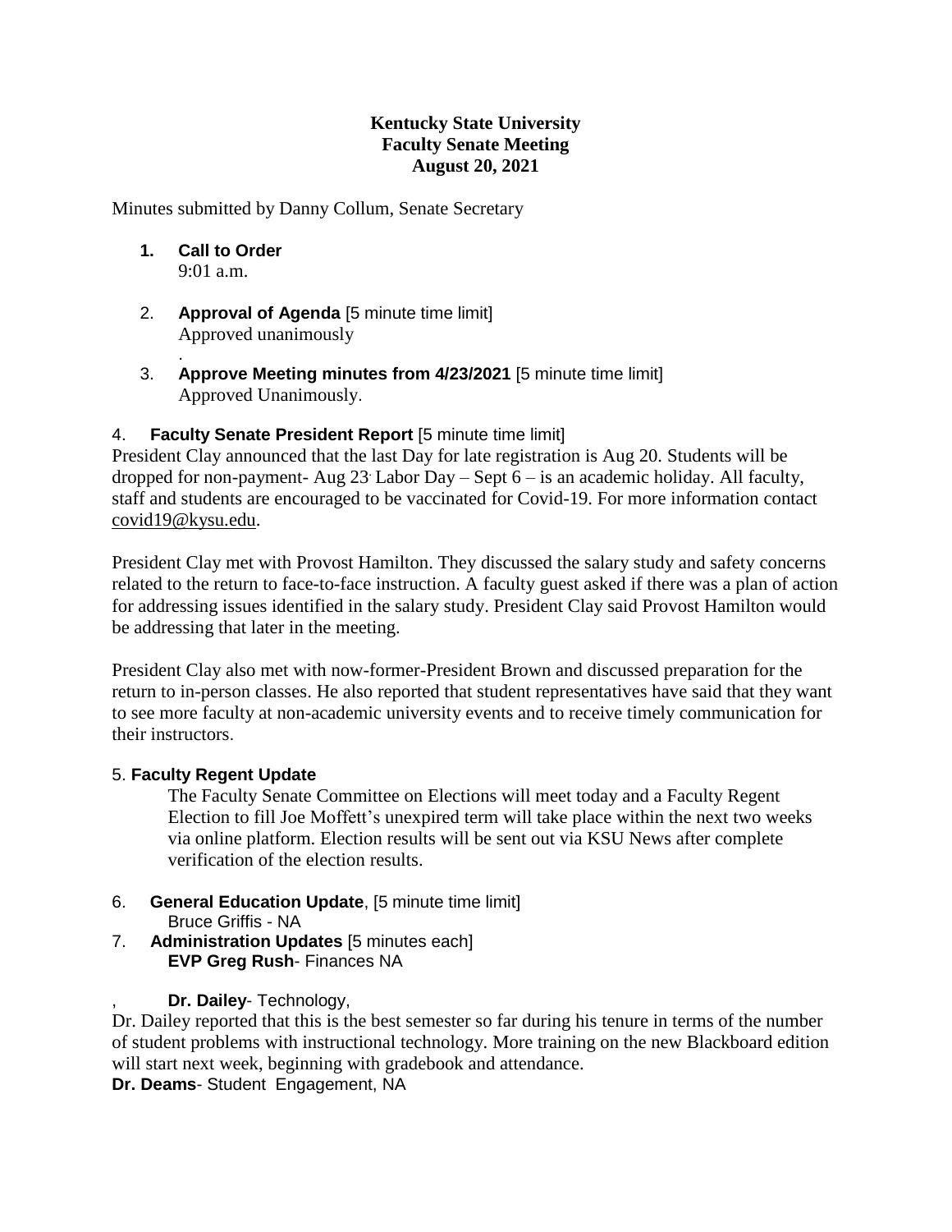**Kentucky State University**
**Faculty Senate Meeting**
**August 20, 2021**

Minutes submitted by Danny Collum, Senate Secretary

1. **Call to Order**
   9:01 a.m.

2. **Approval of Agenda** [5 minute time limit]
   Approved unanimously
   .
3. **Approve Meeting minutes from 4/23/2021** [5 minute time limit]
   Approved Unanimously.

4. **Faculty Senate President Report** [5 minute time limit]

President Clay announced that the last Day for late registration is Aug 20. Students will be dropped for non-payment- Aug 23. Labor Day – Sept 6 – is an academic holiday. All faculty, staff and students are encouraged to be vaccinated for Covid-19. For more information contact covid19@kysu.edu.

President Clay met with Provost Hamilton. They discussed the salary study and safety concerns related to the return to face-to-face instruction. A faculty guest asked if there was a plan of action for addressing issues identified in the salary study. President Clay said Provost Hamilton would be addressing that later in the meeting.

President Clay also met with now-former-President Brown and discussed preparation for the return to in-person classes. He also reported that student representatives have said that they want to see more faculty at non-academic university events and to receive timely communication for their instructors.

5. **Faculty Regent Update**

   The Faculty Senate Committee on Elections will meet today and a Faculty Regent Election to fill Joe Moffett's unexpired term will take place within the next two weeks via online platform. Election results will be sent out via KSU News after complete verification of the election results.

6. **General Education Update**, [5 minute time limit]
   Bruce Griffis - NA
7. **Administration Updates** [5 minutes each]
   **EVP Greg Rush**- Finances NA

   , **Dr. Dailey**- Technology,

Dr. Dailey reported that this is the best semester so far during his tenure in terms of the number of student problems with instructional technology. More training on the new Blackboard edition will start next week, beginning with gradebook and attendance.

**Dr. Deams**- Student Engagement, NA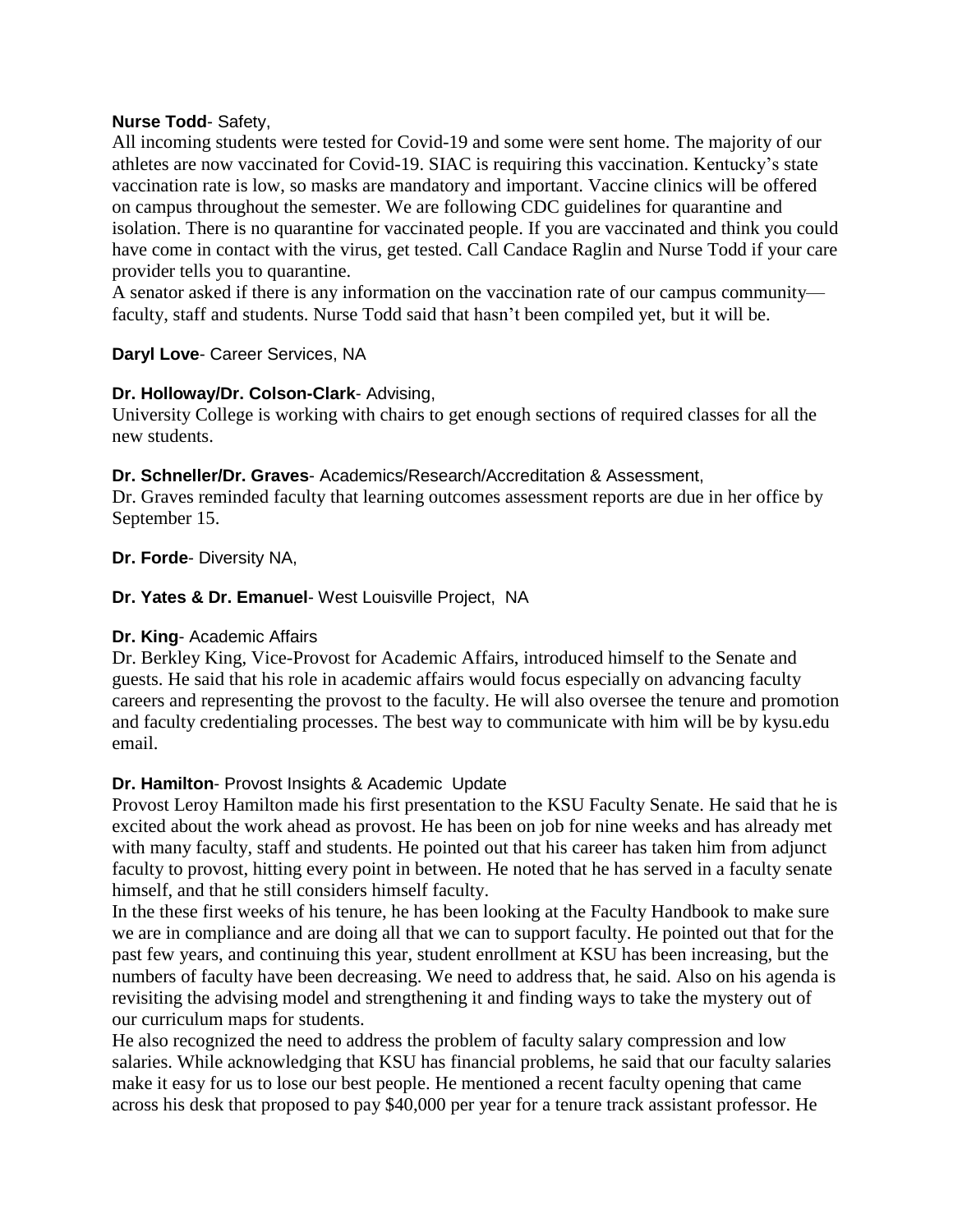**Nurse Todd**- Safety,
All incoming students were tested for Covid-19 and some were sent home. The majority of our athletes are now vaccinated for Covid-19. SIAC is requiring this vaccination. Kentucky's state vaccination rate is low, so masks are mandatory and important. Vaccine clinics will be offered on campus throughout the semester. We are following CDC guidelines for quarantine and isolation. There is no quarantine for vaccinated people. If you are vaccinated and think you could have come in contact with the virus, get tested. Call Candace Raglin and Nurse Todd if your care provider tells you to quarantine.
A senator asked if there is any information on the vaccination rate of our campus community—faculty, staff and students. Nurse Todd said that hasn't been compiled yet, but it will be.

**Daryl Love**- Career Services, NA

**Dr. Holloway/Dr. Colson-Clark**- Advising,
University College is working with chairs to get enough sections of required classes for all the new students.

**Dr. Schneller/Dr. Graves**- Academics/Research/Accreditation & Assessment,
Dr. Graves reminded faculty that learning outcomes assessment reports are due in her office by September 15.

**Dr. Forde**- Diversity NA,

**Dr. Yates & Dr. Emanuel**- West Louisville Project, NA

**Dr. King**- Academic Affairs
Dr. Berkley King, Vice-Provost for Academic Affairs, introduced himself to the Senate and guests. He said that his role in academic affairs would focus especially on advancing faculty careers and representing the provost to the faculty. He will also oversee the tenure and promotion and faculty credentialing processes. The best way to communicate with him will be by kysu.edu email.

**Dr. Hamilton**- Provost Insights & Academic Update
Provost Leroy Hamilton made his first presentation to the KSU Faculty Senate. He said that he is excited about the work ahead as provost. He has been on job for nine weeks and has already met with many faculty, staff and students. He pointed out that his career has taken him from adjunct faculty to provost, hitting every point in between. He noted that he has served in a faculty senate himself, and that he still considers himself faculty.
In the these first weeks of his tenure, he has been looking at the Faculty Handbook to make sure we are in compliance and are doing all that we can to support faculty. He pointed out that for the past few years, and continuing this year, student enrollment at KSU has been increasing, but the numbers of faculty have been decreasing. We need to address that, he said. Also on his agenda is revisiting the advising model and strengthening it and finding ways to take the mystery out of our curriculum maps for students.
He also recognized the need to address the problem of faculty salary compression and low salaries. While acknowledging that KSU has financial problems, he said that our faculty salaries make it easy for us to lose our best people. He mentioned a recent faculty opening that came across his desk that proposed to pay $40,000 per year for a tenure track assistant professor. He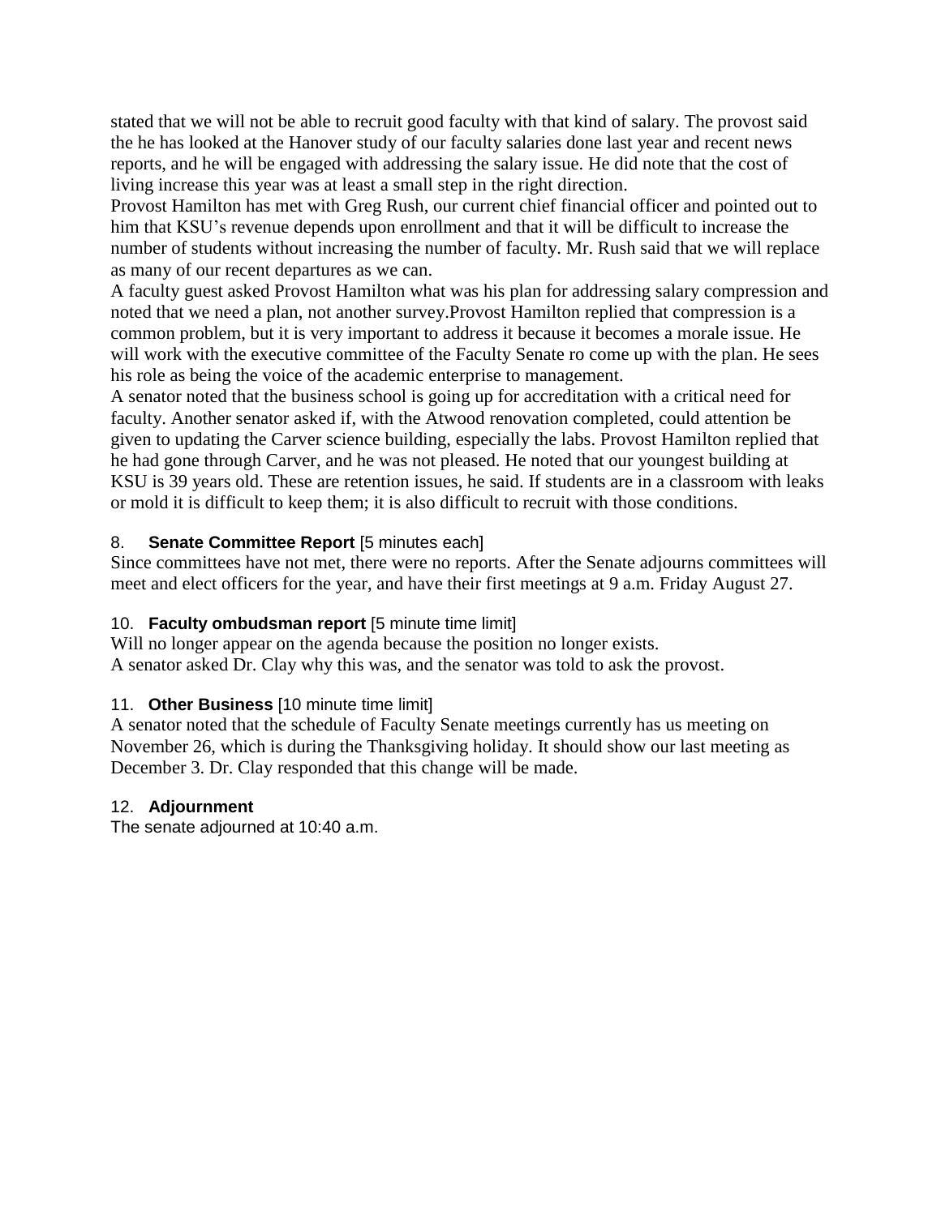stated that we will not be able to recruit good faculty with that kind of salary. The provost said the he has looked at the Hanover study of our faculty salaries done last year and recent news reports, and he will be engaged with addressing the salary issue. He did note that the cost of living increase this year was at least a small step in the right direction.

Provost Hamilton has met with Greg Rush, our current chief financial officer and pointed out to him that KSU's revenue depends upon enrollment and that it will be difficult to increase the number of students without increasing the number of faculty. Mr. Rush said that we will replace as many of our recent departures as we can.

A faculty guest asked Provost Hamilton what was his plan for addressing salary compression and noted that we need a plan, not another survey.Provost Hamilton replied that compression is a common problem, but it is very important to address it because it becomes a morale issue. He will work with the executive committee of the Faculty Senate ro come up with the plan. He sees his role as being the voice of the academic enterprise to management.

A senator noted that the business school is going up for accreditation with a critical need for faculty. Another senator asked if, with the Atwood renovation completed, could attention be given to updating the Carver science building, especially the labs. Provost Hamilton replied that he had gone through Carver, and he was not pleased. He noted that our youngest building at KSU is 39 years old. These are retention issues, he said. If students are in a classroom with leaks or mold it is difficult to keep them; it is also difficult to recruit with those conditions.

8. **Senate Committee Report** [5 minutes each]

Since committees have not met, there were no reports. After the Senate adjourns committees will meet and elect officers for the year, and have their first meetings at 9 a.m. Friday August 27.

10. **Faculty ombudsman report** [5 minute time limit]

Will no longer appear on the agenda because the position no longer exists.
A senator asked Dr. Clay why this was, and the senator was told to ask the provost.

11. **Other Business** [10 minute time limit]

A senator noted that the schedule of Faculty Senate meetings currently has us meeting on November 26, which is during the Thanksgiving holiday. It should show our last meeting as December 3. Dr. Clay responded that this change will be made.

12. **Adjournment**

The senate adjourned at 10:40 a.m.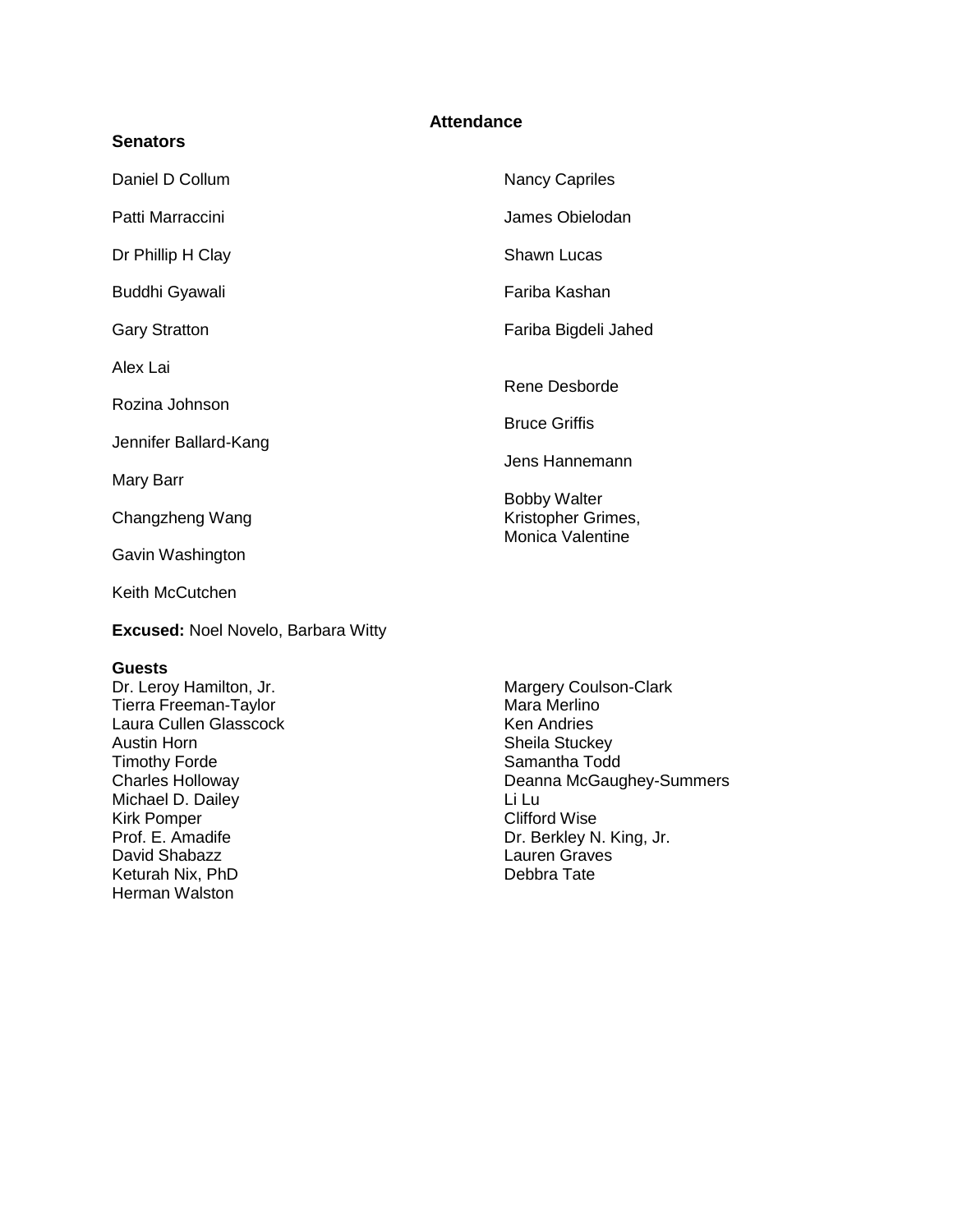## Attendance

### Senators

Daniel D Collum

Patti Marraccini

Dr Phillip H Clay

Buddhi Gyawali

Gary Stratton

Alex Lai

Rozina Johnson

Jennifer Ballard-Kang

Mary Barr

Changzheng Wang

Gavin Washington

Keith McCutchen

Nancy Capriles

James Obielodan

Shawn Lucas

Fariba Kashan

Fariba Bigdeli Jahed

Rene Desborde

Bruce Griffis

Jens Hannemann

Bobby Walter
Kristopher Grimes,
Monica Valentine

**Excused:** Noel Novelo, Barbara Witty

**Guests**

Dr. Leroy Hamilton, Jr.
Tierra Freeman-Taylor
Laura Cullen Glasscock
Austin Horn
Timothy Forde
Charles Holloway
Michael D. Dailey
Kirk Pomper
Prof. E. Amadife
David Shabazz
Keturah Nix, PhD
Herman Walston
Margery Coulson-Clark
Mara Merlino
Ken Andries
Sheila Stuckey
Samantha Todd
Deanna McGaughey-Summers
Li Lu
Clifford Wise
Dr. Berkley N. King, Jr.
Lauren Graves
Debbra Tate